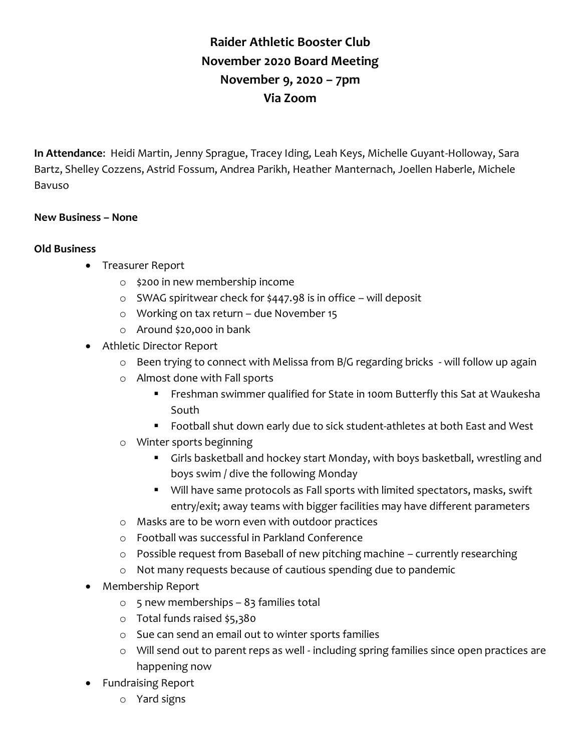# Raider Athletic Booster Club
## November 2020 Board Meeting
## November 9, 2020 – 7pm
## Via Zoom

**In Attendance**: Heidi Martin, Jenny Sprague, Tracey Iding, Leah Keys, Michelle Guyant-Holloway, Sara Bartz, Shelley Cozzens, Astrid Fossum, Andrea Parikh, Heather Manternach, Joellen Haberle, Michele Bavuso

**New Business – None**

**Old Business**

- Treasurer Report
  - $200 in new membership income
  - SWAG spiritwear check for $447.98 is in office – will deposit
  - Working on tax return – due November 15
  - Around $20,000 in bank
- Athletic Director Report
  - Been trying to connect with Melissa from B/G regarding bricks - will follow up again
  - Almost done with Fall sports
    - Freshman swimmer qualified for State in 100m Butterfly this Sat at Waukesha South
    - Football shut down early due to sick student-athletes at both East and West
  - Winter sports beginning
    - Girls basketball and hockey start Monday, with boys basketball, wrestling and boys swim / dive the following Monday
    - Will have same protocols as Fall sports with limited spectators, masks, swift entry/exit; away teams with bigger facilities may have different parameters
  - Masks are to be worn even with outdoor practices
  - Football was successful in Parkland Conference
  - Possible request from Baseball of new pitching machine – currently researching
  - Not many requests because of cautious spending due to pandemic
- Membership Report
  - 5 new memberships – 83 families total
  - Total funds raised $5,380
  - Sue can send an email out to winter sports families
  - Will send out to parent reps as well - including spring families since open practices are happening now
- Fundraising Report
  - Yard signs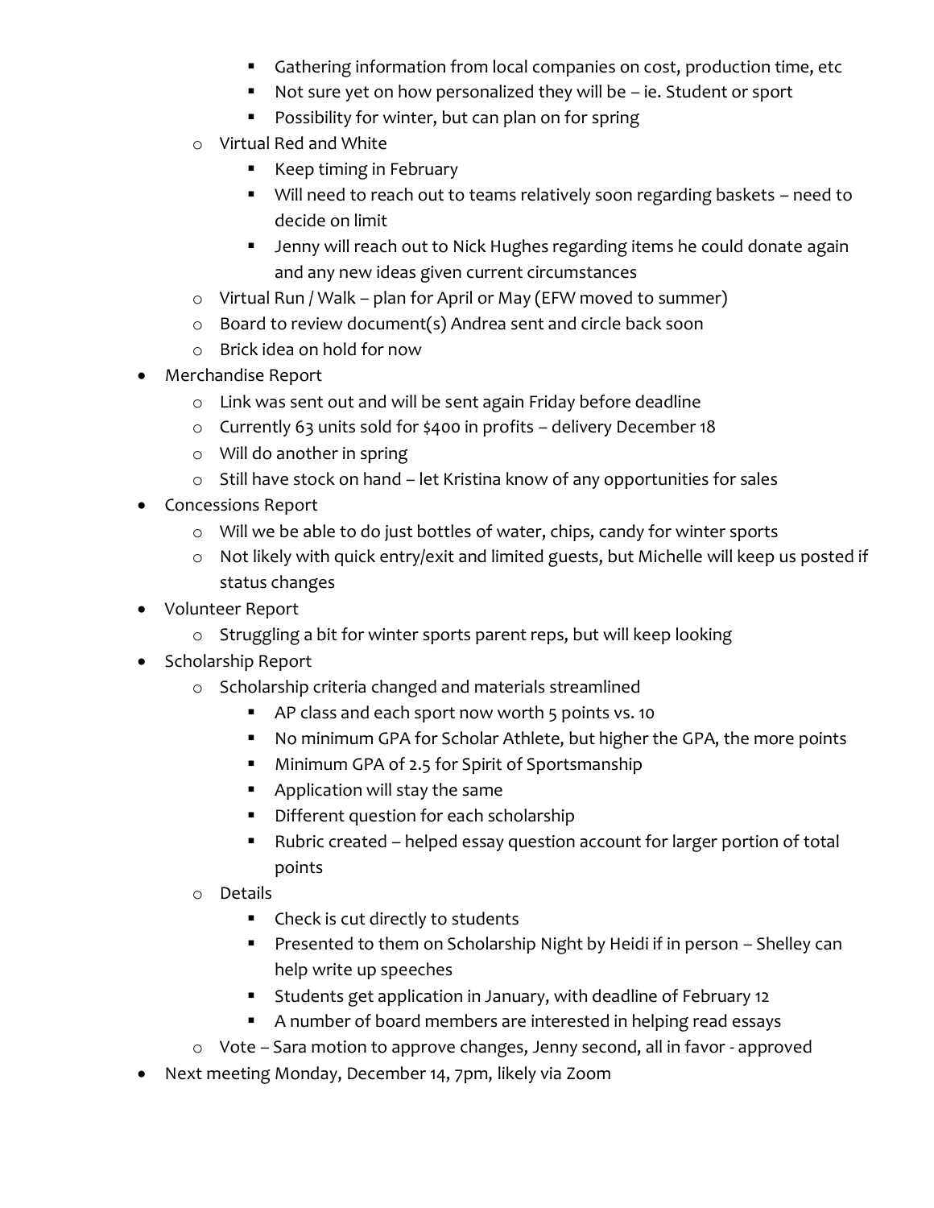- Gathering information from local companies on cost, production time, etc
    - Not sure yet on how personalized they will be – ie. Student or sport
    - Possibility for winter, but can plan on for spring
  - Virtual Red and White
    - Keep timing in February
    - Will need to reach out to teams relatively soon regarding baskets – need to decide on limit
    - Jenny will reach out to Nick Hughes regarding items he could donate again and any new ideas given current circumstances
  - Virtual Run / Walk – plan for April or May (EFW moved to summer)
  - Board to review document(s) Andrea sent and circle back soon
  - Brick idea on hold for now
- Merchandise Report
  - Link was sent out and will be sent again Friday before deadline
  - Currently 63 units sold for $400 in profits – delivery December 18
  - Will do another in spring
  - Still have stock on hand – let Kristina know of any opportunities for sales
- Concessions Report
  - Will we be able to do just bottles of water, chips, candy for winter sports
  - Not likely with quick entry/exit and limited guests, but Michelle will keep us posted if status changes
- Volunteer Report
  - Struggling a bit for winter sports parent reps, but will keep looking
- Scholarship Report
  - Scholarship criteria changed and materials streamlined
    - AP class and each sport now worth 5 points vs. 10
    - No minimum GPA for Scholar Athlete, but higher the GPA, the more points
    - Minimum GPA of 2.5 for Spirit of Sportsmanship
    - Application will stay the same
    - Different question for each scholarship
    - Rubric created – helped essay question account for larger portion of total points
  - Details
    - Check is cut directly to students
    - Presented to them on Scholarship Night by Heidi if in person – Shelley can help write up speeches
    - Students get application in January, with deadline of February 12
    - A number of board members are interested in helping read essays
  - Vote – Sara motion to approve changes, Jenny second, all in favor - approved
- Next meeting Monday, December 14, 7pm, likely via Zoom